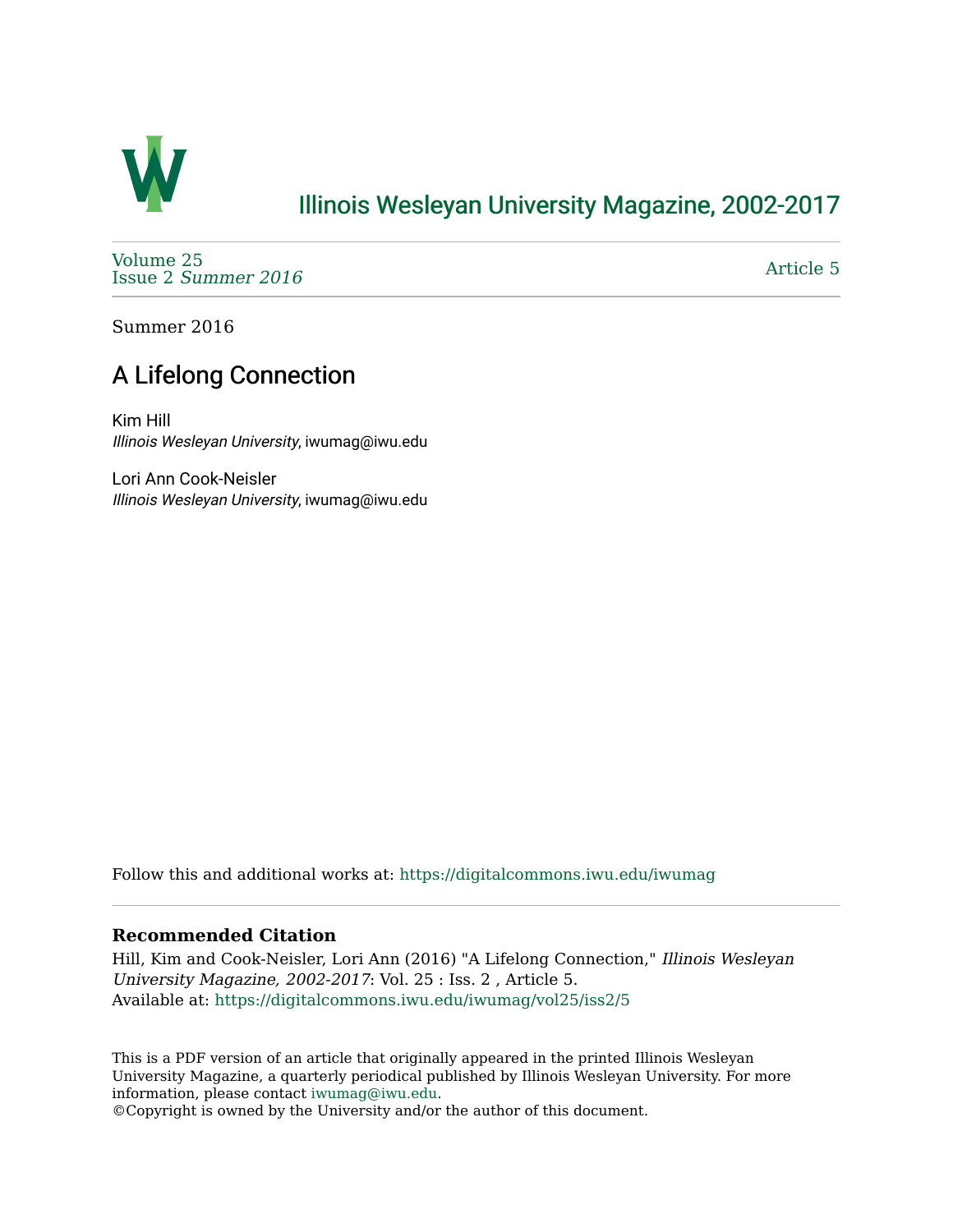# Illinois Wesleyan University Magazine, 2002-2017

Volume 25
Issue 2 *Summer 2016*

Article 5

Summer 2016

## A Lifelong Connection

Kim Hill
*Illinois Wesleyan University*, iwumag@iwu.edu

Lori Ann Cook-Neisler
*Illinois Wesleyan University*, iwumag@iwu.edu

Follow this and additional works at: https://digitalcommons.iwu.edu/iwumag

**Recommended Citation**
Hill, Kim and Cook-Neisler, Lori Ann (2016) "A Lifelong Connection," *Illinois Wesleyan University Magazine, 2002-2017*: Vol. 25 : Iss. 2 , Article 5.
Available at: https://digitalcommons.iwu.edu/iwumag/vol25/iss2/5

This is a PDF version of an article that originally appeared in the printed Illinois Wesleyan University Magazine, a quarterly periodical published by Illinois Wesleyan University. For more information, please contact iwumag@iwu.edu.
©Copyright is owned by the University and/or the author of this document.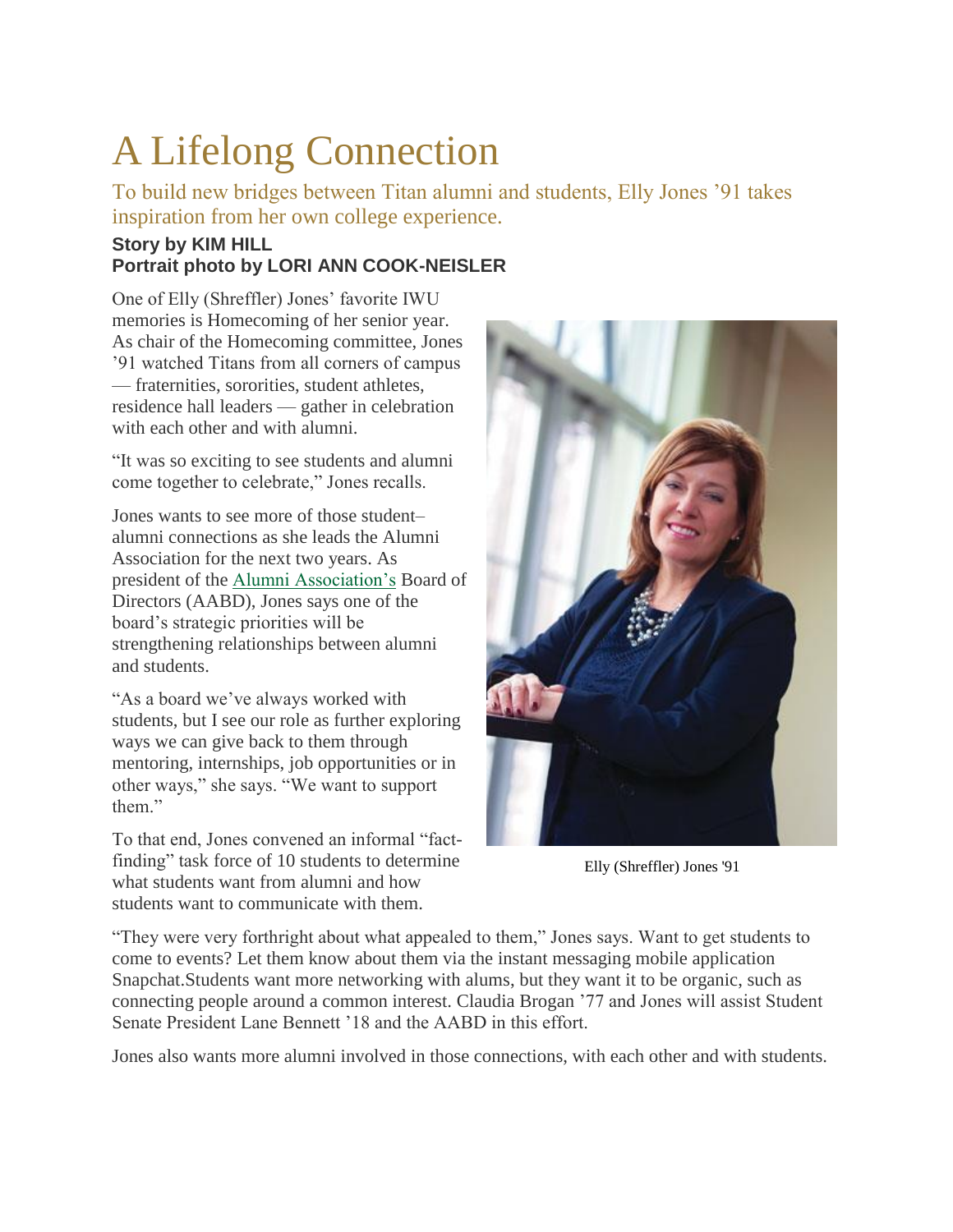# A Lifelong Connection

To build new bridges between Titan alumni and students, Elly Jones '91 takes inspiration from her own college experience.

**Story by KIM HILL**
**Portrait photo by LORI ANN COOK-NEISLER**

One of Elly (Shreffler) Jones' favorite IWU memories is Homecoming of her senior year. As chair of the Homecoming committee, Jones '91 watched Titans from all corners of campus — fraternities, sororities, student athletes, residence hall leaders — gather in celebration with each other and with alumni.

"It was so exciting to see students and alumni come together to celebrate," Jones recalls.

Jones wants to see more of those student–alumni connections as she leads the Alumni Association for the next two years. As president of the Alumni Association's Board of Directors (AABD), Jones says one of the board's strategic priorities will be strengthening relationships between alumni and students.

"As a board we've always worked with students, but I see our role as further exploring ways we can give back to them through mentoring, internships, job opportunities or in other ways," she says. "We want to support them."

To that end, Jones convened an informal "fact-finding" task force of 10 students to determine what students want from alumni and how students want to communicate with them.

Elly (Shreffler) Jones '91

"They were very forthright about what appealed to them," Jones says. Want to get students to come to events? Let them know about them via the instant messaging mobile application Snapchat.Students want more networking with alums, but they want it to be organic, such as connecting people around a common interest. Claudia Brogan '77 and Jones will assist Student Senate President Lane Bennett '18 and the AABD in this effort.

Jones also wants more alumni involved in those connections, with each other and with students.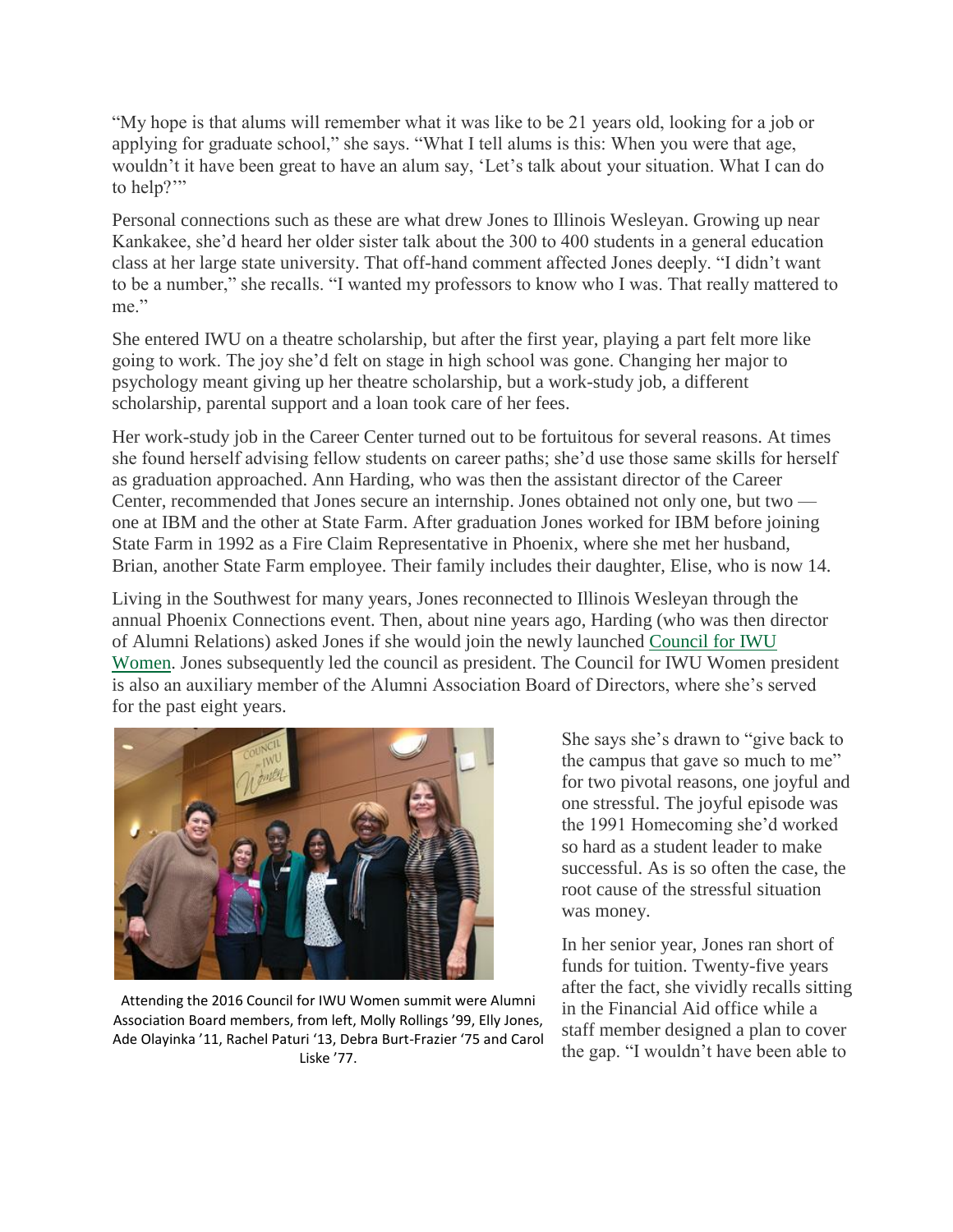"My hope is that alums will remember what it was like to be 21 years old, looking for a job or applying for graduate school," she says. "What I tell alums is this: When you were that age, wouldn't it have been great to have an alum say, 'Let's talk about your situation. What I can do to help?'"

Personal connections such as these are what drew Jones to Illinois Wesleyan. Growing up near Kankakee, she'd heard her older sister talk about the 300 to 400 students in a general education class at her large state university. That off-hand comment affected Jones deeply. "I didn't want to be a number," she recalls. "I wanted my professors to know who I was. That really mattered to me."

She entered IWU on a theatre scholarship, but after the first year, playing a part felt more like going to work. The joy she'd felt on stage in high school was gone. Changing her major to psychology meant giving up her theatre scholarship, but a work-study job, a different scholarship, parental support and a loan took care of her fees.

Her work-study job in the Career Center turned out to be fortuitous for several reasons. At times she found herself advising fellow students on career paths; she'd use those same skills for herself as graduation approached. Ann Harding, who was then the assistant director of the Career Center, recommended that Jones secure an internship. Jones obtained not only one, but two — one at IBM and the other at State Farm. After graduation Jones worked for IBM before joining State Farm in 1992 as a Fire Claim Representative in Phoenix, where she met her husband, Brian, another State Farm employee. Their family includes their daughter, Elise, who is now 14.

Living in the Southwest for many years, Jones reconnected to Illinois Wesleyan through the annual Phoenix Connections event. Then, about nine years ago, Harding (who was then director of Alumni Relations) asked Jones if she would join the newly launched Council for IWU Women. Jones subsequently led the council as president. The Council for IWU Women president is also an auxiliary member of the Alumni Association Board of Directors, where she's served for the past eight years.

Attending the 2016 Council for IWU Women summit were Alumni Association Board members, from left, Molly Rollings '99, Elly Jones, Ade Olayinka '11, Rachel Paturi '13, Debra Burt-Frazier '75 and Carol Liske '77.

She says she's drawn to "give back to the campus that gave so much to me" for two pivotal reasons, one joyful and one stressful. The joyful episode was the 1991 Homecoming she'd worked so hard as a student leader to make successful. As is so often the case, the root cause of the stressful situation was money.

In her senior year, Jones ran short of funds for tuition. Twenty-five years after the fact, she vividly recalls sitting in the Financial Aid office while a staff member designed a plan to cover the gap. "I wouldn't have been able to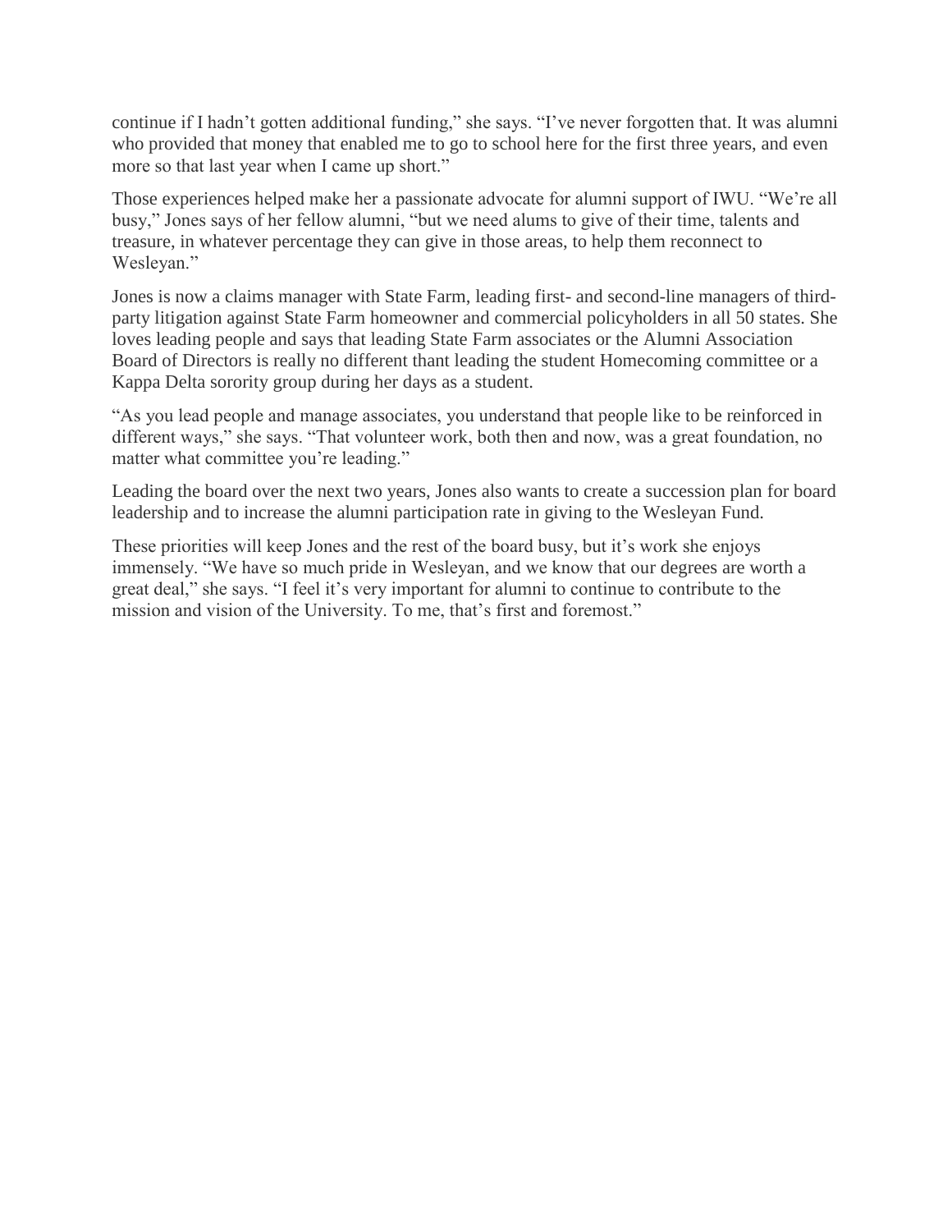continue if I hadn't gotten additional funding," she says. "I've never forgotten that. It was alumni who provided that money that enabled me to go to school here for the first three years, and even more so that last year when I came up short."

Those experiences helped make her a passionate advocate for alumni support of IWU. "We're all busy," Jones says of her fellow alumni, "but we need alums to give of their time, talents and treasure, in whatever percentage they can give in those areas, to help them reconnect to Wesleyan."

Jones is now a claims manager with State Farm, leading first- and second-line managers of third-party litigation against State Farm homeowner and commercial policyholders in all 50 states. She loves leading people and says that leading State Farm associates or the Alumni Association Board of Directors is really no different thant leading the student Homecoming committee or a Kappa Delta sorority group during her days as a student.

"As you lead people and manage associates, you understand that people like to be reinforced in different ways," she says. "That volunteer work, both then and now, was a great foundation, no matter what committee you're leading."

Leading the board over the next two years, Jones also wants to create a succession plan for board leadership and to increase the alumni participation rate in giving to the Wesleyan Fund.

These priorities will keep Jones and the rest of the board busy, but it's work she enjoys immensely. "We have so much pride in Wesleyan, and we know that our degrees are worth a great deal," she says. "I feel it's very important for alumni to continue to contribute to the mission and vision of the University. To me, that's first and foremost."